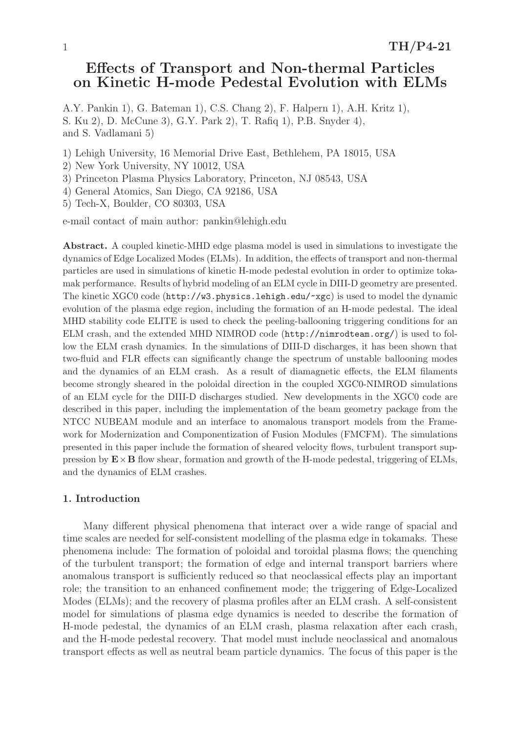# Effects of Transport and Non-thermal Particles on Kinetic H-mode Pedestal Evolution with ELMs

A.Y. Pankin 1), G. Bateman 1), C.S. Chang 2), F. Halpern 1), A.H. Kritz 1), S. Ku 2), D. McCune 3), G.Y. Park 2), T. Rafiq 1), P.B. Snyder 4), and S. Vadlamani 5)

1) Lehigh University, 16 Memorial Drive East, Bethlehem, PA 18015, USA
2) New York University, NY 10012, USA
3) Princeton Plasma Physics Laboratory, Princeton, NJ 08543, USA
4) General Atomics, San Diego, CA 92186, USA
5) Tech-X, Boulder, CO 80303, USA

e-mail contact of main author: pankin@lehigh.edu

**Abstract.** A coupled kinetic-MHD edge plasma model is used in simulations to investigate the dynamics of Edge Localized Modes (ELMs). In addition, the effects of transport and non-thermal particles are used in simulations of kinetic H-mode pedestal evolution in order to optimize tokamak performance. Results of hybrid modeling of an ELM cycle in DIII-D geometry are presented. The kinetic XGC0 code (`http://w3.physics.lehigh.edu/~xgc`) is used to model the dynamic evolution of the plasma edge region, including the formation of an H-mode pedestal. The ideal MHD stability code ELITE is used to check the peeling-ballooning triggering conditions for an ELM crash, and the extended MHD NIMROD code (`http://nimrodteam.org/`) is used to follow the ELM crash dynamics. In the simulations of DIII-D discharges, it has been shown that two-fluid and FLR effects can significantly change the spectrum of unstable ballooning modes and the dynamics of an ELM crash. As a result of diamagnetic effects, the ELM filaments become strongly sheared in the poloidal direction in the coupled XGC0-NIMROD simulations of an ELM cycle for the DIII-D discharges studied. New developments in the XGC0 code are described in this paper, including the implementation of the beam geometry package from the NTCC NUBEAM module and an interface to anomalous transport models from the Framework for Modernization and Componentization of Fusion Modules (FMCFM). The simulations presented in this paper include the formation of sheared velocity flows, turbulent transport suppression by $\mathbf{E}\times\mathbf{B}$ flow shear, formation and growth of the H-mode pedestal, triggering of ELMs, and the dynamics of ELM crashes.

## 1. Introduction

Many different physical phenomena that interact over a wide range of spacial and time scales are needed for self-consistent modelling of the plasma edge in tokamaks. These phenomena include: The formation of poloidal and toroidal plasma flows; the quenching of the turbulent transport; the formation of edge and internal transport barriers where anomalous transport is sufficiently reduced so that neoclassical effects play an important role; the transition to an enhanced confinement mode; the triggering of Edge-Localized Modes (ELMs); and the recovery of plasma profiles after an ELM crash. A self-consistent model for simulations of plasma edge dynamics is needed to describe the formation of H-mode pedestal, the dynamics of an ELM crash, plasma relaxation after each crash, and the H-mode pedestal recovery. That model must include neoclassical and anomalous transport effects as well as neutral beam particle dynamics. The focus of this paper is the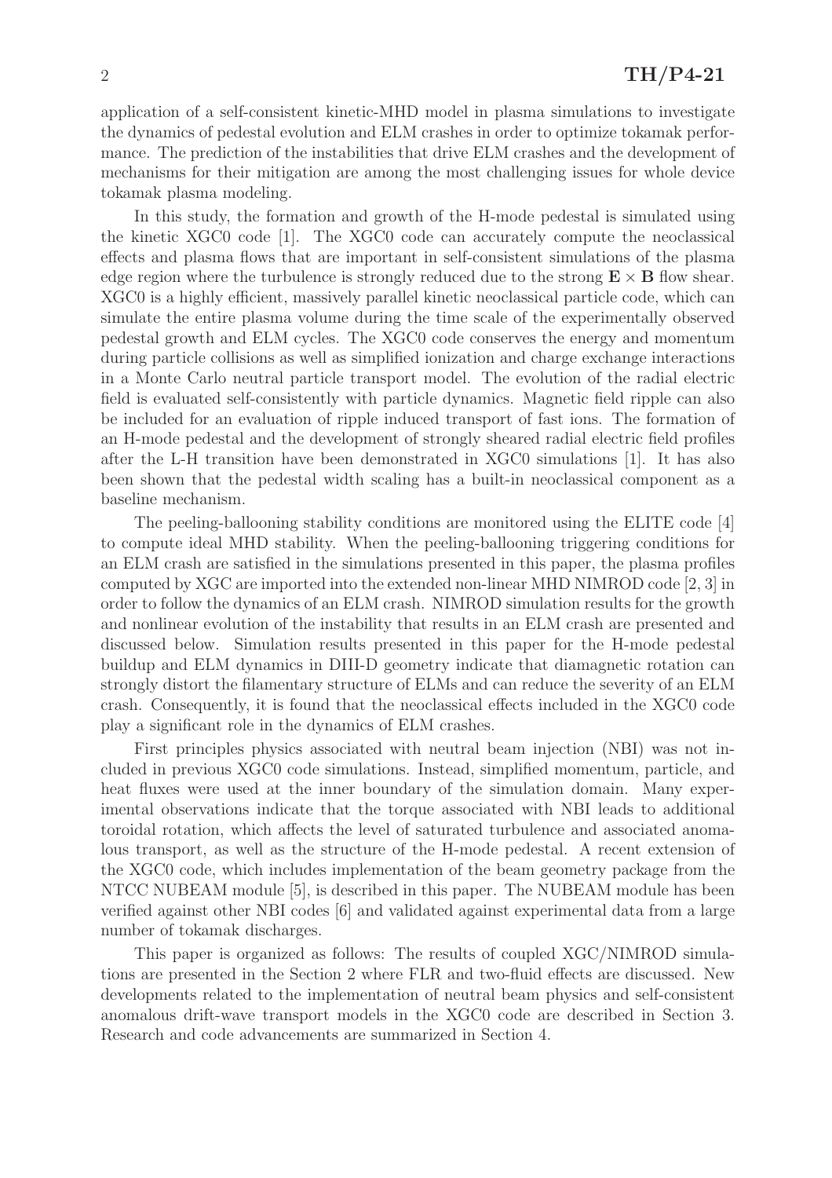application of a self-consistent kinetic-MHD model in plasma simulations to investigate the dynamics of pedestal evolution and ELM crashes in order to optimize tokamak performance. The prediction of the instabilities that drive ELM crashes and the development of mechanisms for their mitigation are among the most challenging issues for whole device tokamak plasma modeling.

In this study, the formation and growth of the H-mode pedestal is simulated using the kinetic XGC0 code [1]. The XGC0 code can accurately compute the neoclassical effects and plasma flows that are important in self-consistent simulations of the plasma edge region where the turbulence is strongly reduced due to the strong $\mathbf{E} \times \mathbf{B}$ flow shear. XGC0 is a highly efficient, massively parallel kinetic neoclassical particle code, which can simulate the entire plasma volume during the time scale of the experimentally observed pedestal growth and ELM cycles. The XGC0 code conserves the energy and momentum during particle collisions as well as simplified ionization and charge exchange interactions in a Monte Carlo neutral particle transport model. The evolution of the radial electric field is evaluated self-consistently with particle dynamics. Magnetic field ripple can also be included for an evaluation of ripple induced transport of fast ions. The formation of an H-mode pedestal and the development of strongly sheared radial electric field profiles after the L-H transition have been demonstrated in XGC0 simulations [1]. It has also been shown that the pedestal width scaling has a built-in neoclassical component as a baseline mechanism.

The peeling-ballooning stability conditions are monitored using the ELITE code [4] to compute ideal MHD stability. When the peeling-ballooning triggering conditions for an ELM crash are satisfied in the simulations presented in this paper, the plasma profiles computed by XGC are imported into the extended non-linear MHD NIMROD code [2, 3] in order to follow the dynamics of an ELM crash. NIMROD simulation results for the growth and nonlinear evolution of the instability that results in an ELM crash are presented and discussed below. Simulation results presented in this paper for the H-mode pedestal buildup and ELM dynamics in DIII-D geometry indicate that diamagnetic rotation can strongly distort the filamentary structure of ELMs and can reduce the severity of an ELM crash. Consequently, it is found that the neoclassical effects included in the XGC0 code play a significant role in the dynamics of ELM crashes.

First principles physics associated with neutral beam injection (NBI) was not included in previous XGC0 code simulations. Instead, simplified momentum, particle, and heat fluxes were used at the inner boundary of the simulation domain. Many experimental observations indicate that the torque associated with NBI leads to additional toroidal rotation, which affects the level of saturated turbulence and associated anomalous transport, as well as the structure of the H-mode pedestal. A recent extension of the XGC0 code, which includes implementation of the beam geometry package from the NTCC NUBEAM module [5], is described in this paper. The NUBEAM module has been verified against other NBI codes [6] and validated against experimental data from a large number of tokamak discharges.

This paper is organized as follows: The results of coupled XGC/NIMROD simulations are presented in the Section 2 where FLR and two-fluid effects are discussed. New developments related to the implementation of neutral beam physics and self-consistent anomalous drift-wave transport models in the XGC0 code are described in Section 3. Research and code advancements are summarized in Section 4.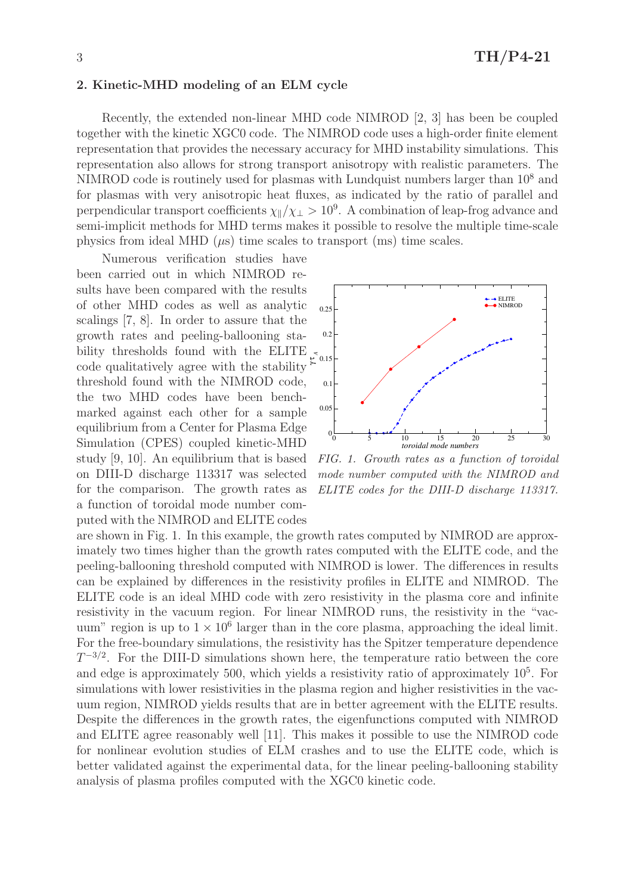## 2. Kinetic-MHD modeling of an ELM cycle

Recently, the extended non-linear MHD code NIMROD [2, 3] has been be coupled together with the kinetic XGC0 code. The NIMROD code uses a high-order finite element representation that provides the necessary accuracy for MHD instability simulations. This representation also allows for strong transport anisotropy with realistic parameters. The NIMROD code is routinely used for plasmas with Lundquist numbers larger than $10^8$ and for plasmas with very anisotropic heat fluxes, as indicated by the ratio of parallel and perpendicular transport coefficients $\chi_\parallel/\chi_\perp > 10^9$. A combination of leap-frog advance and semi-implicit methods for MHD terms makes it possible to resolve the multiple time-scale physics from ideal MHD ($\mu$s) time scales to transport (ms) time scales.

Numerous verification studies have been carried out in which NIMROD results have been compared with the results of other MHD codes as well as analytic scalings [7, 8]. In order to assure that the growth rates and peeling-ballooning stability thresholds found with the ELITE code qualitatively agree with the stability threshold found with the NIMROD code, the two MHD codes have been benchmarked against each other for a sample equilibrium from a Center for Plasma Edge Simulation (CPES) coupled kinetic-MHD study [9, 10]. An equilibrium that is based on DIII-D discharge 113317 was selected for the comparison. The growth rates as a function of toroidal mode number computed with the NIMROD and ELITE codes are shown in Fig. 1. In this example, the growth rates computed by NIMROD are approximately two times higher than the growth rates computed with the ELITE code, and the peeling-ballooning threshold computed with NIMROD is lower. The differences in results can be explained by differences in the resistivity profiles in ELITE and NIMROD. The ELITE code is an ideal MHD code with zero resistivity in the plasma core and infinite resistivity in the vacuum region. For linear NIMROD runs, the resistivity in the "vacuum" region is up to $1 \times 10^6$ larger than in the core plasma, approaching the ideal limit. For the free-boundary simulations, the resistivity has the Spitzer temperature dependence $T^{-3/2}$. For the DIII-D simulations shown here, the temperature ratio between the core and edge is approximately 500, which yields a resistivity ratio of approximately $10^5$. For simulations with lower resistivities in the plasma region and higher resistivities in the vacuum region, NIMROD yields results that are in better agreement with the ELITE results. Despite the differences in the growth rates, the eigenfunctions computed with NIMROD and ELITE agree reasonably well [11]. This makes it possible to use the NIMROD code for nonlinear evolution studies of ELM crashes and to use the ELITE code, which is better validated against the experimental data, for the linear peeling-ballooning stability analysis of plasma profiles computed with the XGC0 kinetic code.

*FIG. 1. Growth rates as a function of toroidal mode number computed with the NIMROD and ELITE codes for the DIII-D discharge 113317.*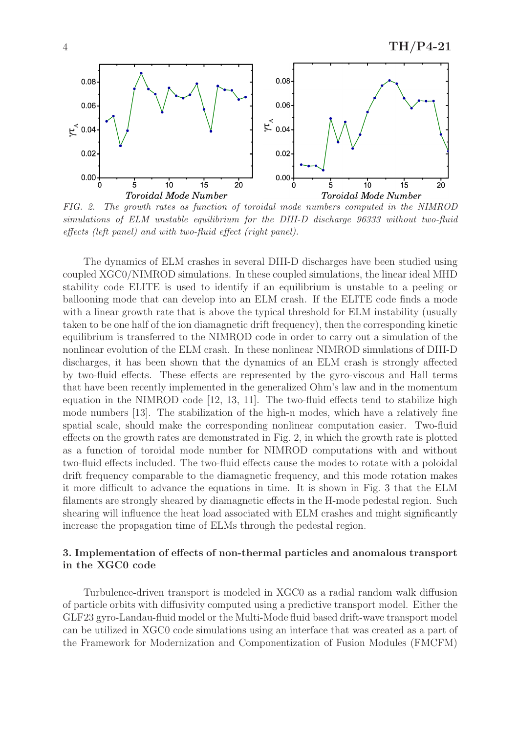*FIG. 2. The growth rates as function of toroidal mode numbers computed in the NIMROD simulations of ELM unstable equilibrium for the DIII-D discharge 96333 without two-fluid effects (left panel) and with two-fluid effect (right panel).*

The dynamics of ELM crashes in several DIII-D discharges have been studied using coupled XGC0/NIMROD simulations. In these coupled simulations, the linear ideal MHD stability code ELITE is used to identify if an equilibrium is unstable to a peeling or ballooning mode that can develop into an ELM crash. If the ELITE code finds a mode with a linear growth rate that is above the typical threshold for ELM instability (usually taken to be one half of the ion diamagnetic drift frequency), then the corresponding kinetic equilibrium is transferred to the NIMROD code in order to carry out a simulation of the nonlinear evolution of the ELM crash. In these nonlinear NIMROD simulations of DIII-D discharges, it has been shown that the dynamics of an ELM crash is strongly affected by two-fluid effects. These effects are represented by the gyro-viscous and Hall terms that have been recently implemented in the generalized Ohm's law and in the momentum equation in the NIMROD code [12, 13, 11]. The two-fluid effects tend to stabilize high mode numbers [13]. The stabilization of the high-n modes, which have a relatively fine spatial scale, should make the corresponding nonlinear computation easier. Two-fluid effects on the growth rates are demonstrated in Fig. 2, in which the growth rate is plotted as a function of toroidal mode number for NIMROD computations with and without two-fluid effects included. The two-fluid effects cause the modes to rotate with a poloidal drift frequency comparable to the diamagnetic frequency, and this mode rotation makes it more difficult to advance the equations in time. It is shown in Fig. 3 that the ELM filaments are strongly sheared by diamagnetic effects in the H-mode pedestal region. Such shearing will influence the heat load associated with ELM crashes and might significantly increase the propagation time of ELMs through the pedestal region.

## 3. Implementation of effects of non-thermal particles and anomalous transport in the XGC0 code

Turbulence-driven transport is modeled in XGC0 as a radial random walk diffusion of particle orbits with diffusivity computed using a predictive transport model. Either the GLF23 gyro-Landau-fluid model or the Multi-Mode fluid based drift-wave transport model can be utilized in XGC0 code simulations using an interface that was created as a part of the Framework for Modernization and Componentization of Fusion Modules (FMCFM)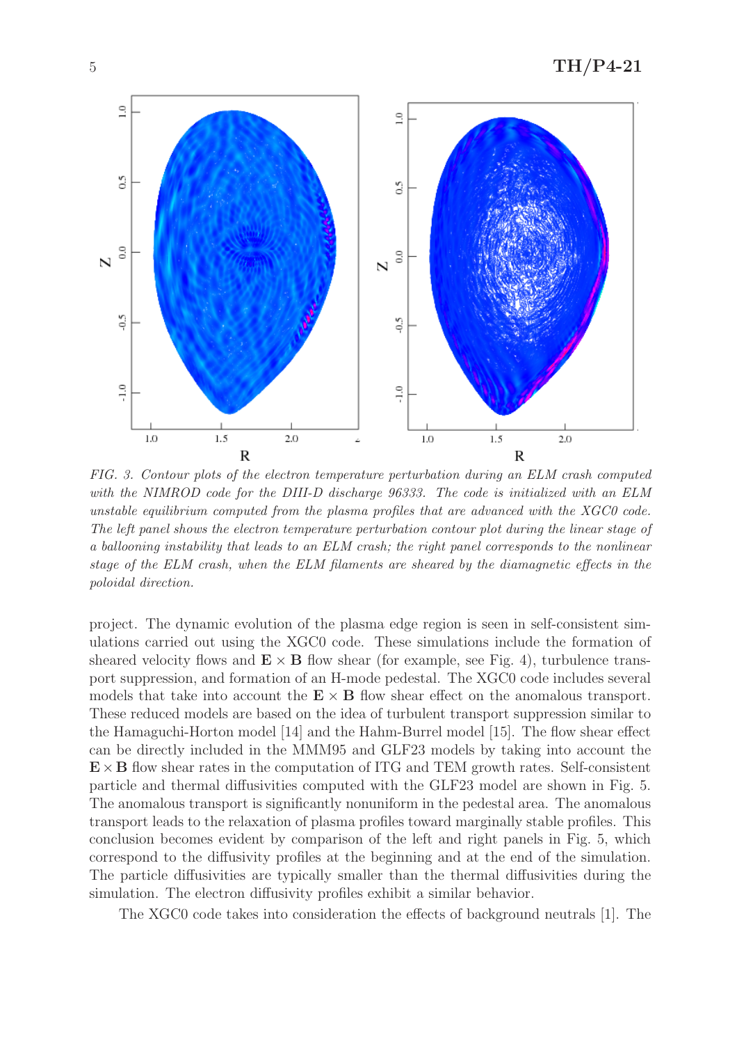*FIG. 3. Contour plots of the electron temperature perturbation during an ELM crash computed with the NIMROD code for the DIII-D discharge 96333. The code is initialized with an ELM unstable equilibrium computed from the plasma profiles that are advanced with the XGC0 code. The left panel shows the electron temperature perturbation contour plot during the linear stage of a ballooning instability that leads to an ELM crash; the right panel corresponds to the nonlinear stage of the ELM crash, when the ELM filaments are sheared by the diamagnetic effects in the poloidal direction.*

project. The dynamic evolution of the plasma edge region is seen in self-consistent simulations carried out using the XGC0 code. These simulations include the formation of sheared velocity flows and $\mathbf{E} \times \mathbf{B}$ flow shear (for example, see Fig. 4), turbulence transport suppression, and formation of an H-mode pedestal. The XGC0 code includes several models that take into account the $\mathbf{E} \times \mathbf{B}$ flow shear effect on the anomalous transport. These reduced models are based on the idea of turbulent transport suppression similar to the Hamaguchi-Horton model [14] and the Hahm-Burrel model [15]. The flow shear effect can be directly included in the MMM95 and GLF23 models by taking into account the $\mathbf{E} \times \mathbf{B}$ flow shear rates in the computation of ITG and TEM growth rates. Self-consistent particle and thermal diffusivities computed with the GLF23 model are shown in Fig. 5. The anomalous transport is significantly nonuniform in the pedestal area. The anomalous transport leads to the relaxation of plasma profiles toward marginally stable profiles. This conclusion becomes evident by comparison of the left and right panels in Fig. 5, which correspond to the diffusivity profiles at the beginning and at the end of the simulation. The particle diffusivities are typically smaller than the thermal diffusivities during the simulation. The electron diffusivity profiles exhibit a similar behavior.

The XGC0 code takes into consideration the effects of background neutrals [1]. The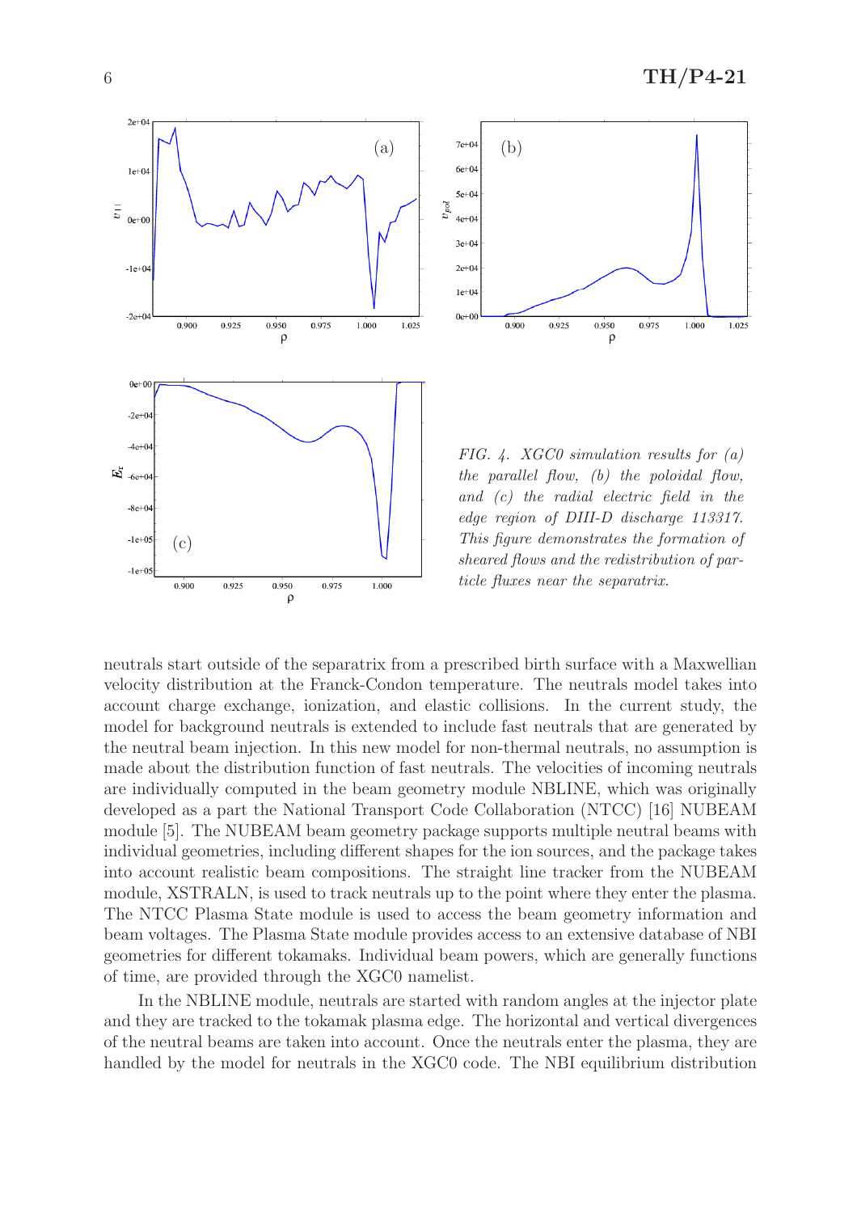FIG. 4. *XGC0 simulation results for (a) the parallel flow, (b) the poloidal flow, and (c) the radial electric field in the edge region of DIII-D discharge 113317. This figure demonstrates the formation of sheared flows and the redistribution of particle fluxes near the separatrix.*

neutrals start outside of the separatrix from a prescribed birth surface with a Maxwellian velocity distribution at the Franck-Condon temperature. The neutrals model takes into account charge exchange, ionization, and elastic collisions. In the current study, the model for background neutrals is extended to include fast neutrals that are generated by the neutral beam injection. In this new model for non-thermal neutrals, no assumption is made about the distribution function of fast neutrals. The velocities of incoming neutrals are individually computed in the beam geometry module NBLINE, which was originally developed as a part the National Transport Code Collaboration (NTCC) [16] NUBEAM module [5]. The NUBEAM beam geometry package supports multiple neutral beams with individual geometries, including different shapes for the ion sources, and the package takes into account realistic beam compositions. The straight line tracker from the NUBEAM module, XSTRALN, is used to track neutrals up to the point where they enter the plasma. The NTCC Plasma State module is used to access the beam geometry information and beam voltages. The Plasma State module provides access to an extensive database of NBI geometries for different tokamaks. Individual beam powers, which are generally functions of time, are provided through the XGC0 namelist.

In the NBLINE module, neutrals are started with random angles at the injector plate and they are tracked to the tokamak plasma edge. The horizontal and vertical divergences of the neutral beams are taken into account. Once the neutrals enter the plasma, they are handled by the model for neutrals in the XGC0 code. The NBI equilibrium distribution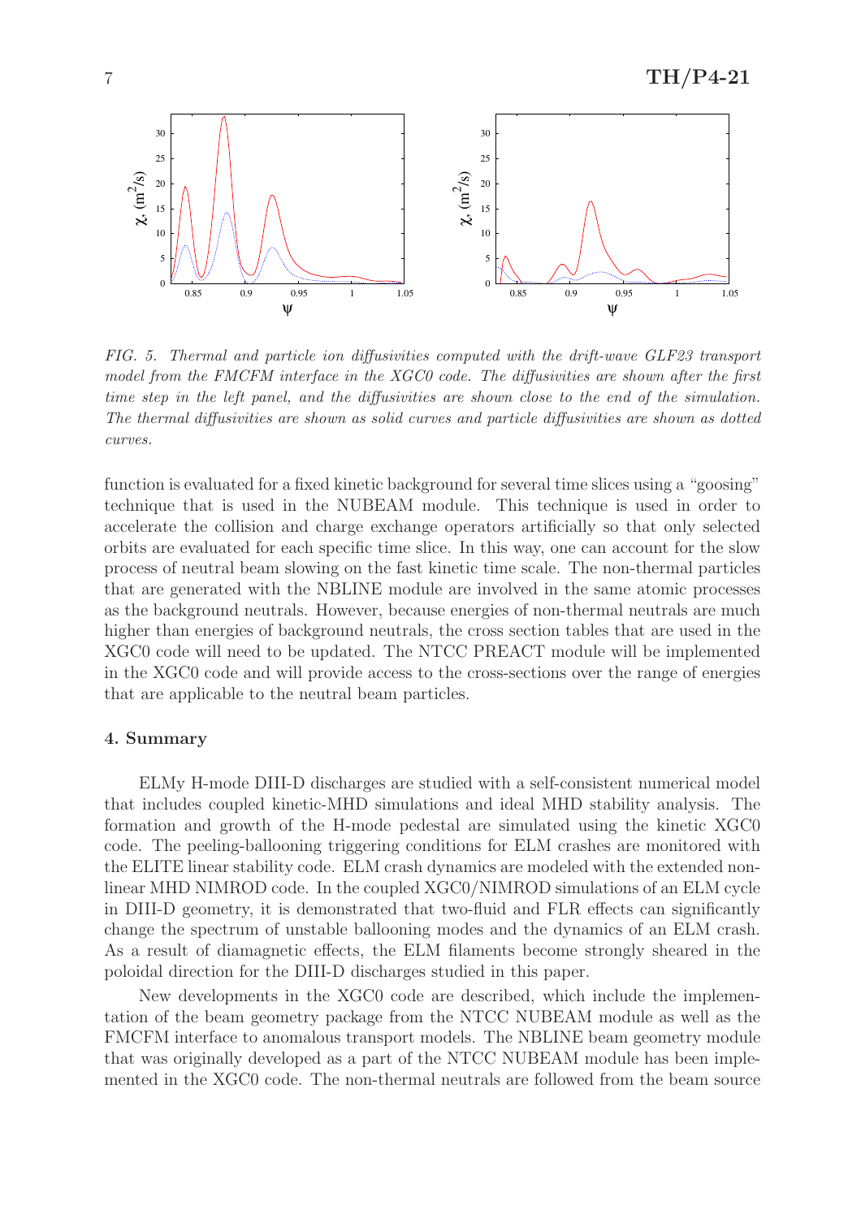FIG. 5. *Thermal and particle ion diffusivities computed with the drift-wave GLF23 transport model from the FMCFM interface in the XGC0 code. The diffusivities are shown after the first time step in the left panel, and the diffusivities are shown close to the end of the simulation. The thermal diffusivities are shown as solid curves and particle diffusivities are shown as dotted curves.*

function is evaluated for a fixed kinetic background for several time slices using a "goosing" technique that is used in the NUBEAM module. This technique is used in order to accelerate the collision and charge exchange operators artificially so that only selected orbits are evaluated for each specific time slice. In this way, one can account for the slow process of neutral beam slowing on the fast kinetic time scale. The non-thermal particles that are generated with the NBLINE module are involved in the same atomic processes as the background neutrals. However, because energies of non-thermal neutrals are much higher than energies of background neutrals, the cross section tables that are used in the XGC0 code will need to be updated. The NTCC PREACT module will be implemented in the XGC0 code and will provide access to the cross-sections over the range of energies that are applicable to the neutral beam particles.

## 4. Summary

ELMy H-mode DIII-D discharges are studied with a self-consistent numerical model that includes coupled kinetic-MHD simulations and ideal MHD stability analysis. The formation and growth of the H-mode pedestal are simulated using the kinetic XGC0 code. The peeling-ballooning triggering conditions for ELM crashes are monitored with the ELITE linear stability code. ELM crash dynamics are modeled with the extended non-linear MHD NIMROD code. In the coupled XGC0/NIMROD simulations of an ELM cycle in DIII-D geometry, it is demonstrated that two-fluid and FLR effects can significantly change the spectrum of unstable ballooning modes and the dynamics of an ELM crash. As a result of diamagnetic effects, the ELM filaments become strongly sheared in the poloidal direction for the DIII-D discharges studied in this paper.

New developments in the XGC0 code are described, which include the implementation of the beam geometry package from the NTCC NUBEAM module as well as the FMCFM interface to anomalous transport models. The NBLINE beam geometry module that was originally developed as a part of the NTCC NUBEAM module has been implemented in the XGC0 code. The non-thermal neutrals are followed from the beam source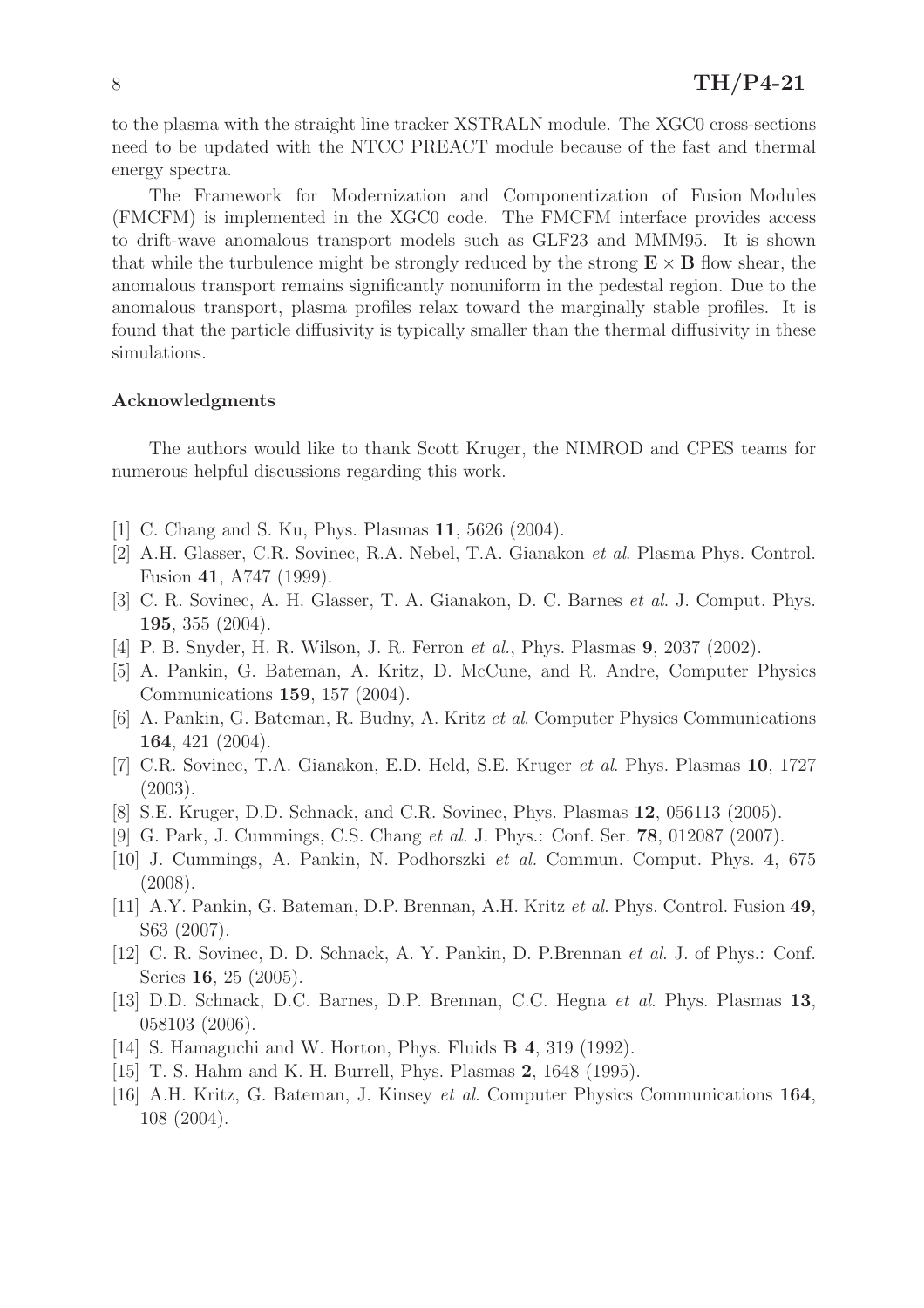to the plasma with the straight line tracker XSTRALN module. The XGC0 cross-sections need to be updated with the NTCC PREACT module because of the fast and thermal energy spectra.

The Framework for Modernization and Componentization of Fusion Modules (FMCFM) is implemented in the XGC0 code. The FMCFM interface provides access to drift-wave anomalous transport models such as GLF23 and MMM95. It is shown that while the turbulence might be strongly reduced by the strong $\mathbf{E} \times \mathbf{B}$ flow shear, the anomalous transport remains significantly nonuniform in the pedestal region. Due to the anomalous transport, plasma profiles relax toward the marginally stable profiles. It is found that the particle diffusivity is typically smaller than the thermal diffusivity in these simulations.

### Acknowledgments

The authors would like to thank Scott Kruger, the NIMROD and CPES teams for numerous helpful discussions regarding this work.

- [1] C. Chang and S. Ku, Phys. Plasmas **11**, 5626 (2004).
- [2] A.H. Glasser, C.R. Sovinec, R.A. Nebel, T.A. Gianakon *et al*. Plasma Phys. Control. Fusion **41**, A747 (1999).
- [3] C. R. Sovinec, A. H. Glasser, T. A. Gianakon, D. C. Barnes *et al*. J. Comput. Phys. **195**, 355 (2004).
- [4] P. B. Snyder, H. R. Wilson, J. R. Ferron *et al*., Phys. Plasmas **9**, 2037 (2002).
- [5] A. Pankin, G. Bateman, A. Kritz, D. McCune, and R. Andre, Computer Physics Communications **159**, 157 (2004).
- [6] A. Pankin, G. Bateman, R. Budny, A. Kritz *et al*. Computer Physics Communications **164**, 421 (2004).
- [7] C.R. Sovinec, T.A. Gianakon, E.D. Held, S.E. Kruger *et al*. Phys. Plasmas **10**, 1727 (2003).
- [8] S.E. Kruger, D.D. Schnack, and C.R. Sovinec, Phys. Plasmas **12**, 056113 (2005).
- [9] G. Park, J. Cummings, C.S. Chang *et al.* J. Phys.: Conf. Ser. **78**, 012087 (2007).
- [10] J. Cummings, A. Pankin, N. Podhorszki *et al.* Commun. Comput. Phys. **4**, 675 (2008).
- [11] A.Y. Pankin, G. Bateman, D.P. Brennan, A.H. Kritz *et al*. Phys. Control. Fusion **49**, S63 (2007).
- [12] C. R. Sovinec, D. D. Schnack, A. Y. Pankin, D. P.Brennan *et al*. J. of Phys.: Conf. Series **16**, 25 (2005).
- [13] D.D. Schnack, D.C. Barnes, D.P. Brennan, C.C. Hegna *et al*. Phys. Plasmas **13**, 058103 (2006).
- [14] S. Hamaguchi and W. Horton, Phys. Fluids **B 4**, 319 (1992).
- [15] T. S. Hahm and K. H. Burrell, Phys. Plasmas **2**, 1648 (1995).
- [16] A.H. Kritz, G. Bateman, J. Kinsey *et al*. Computer Physics Communications **164**, 108 (2004).